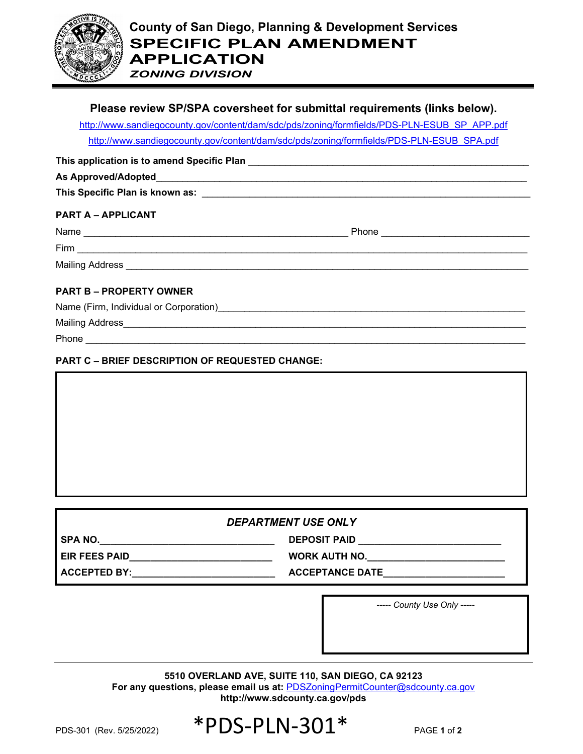# County of San Diego, Planning & Development Services

# SPECIFIC PLAN AMENDMENT APPLICATION

### *ZONING DIVISION*

**Please review SP/SPA coversheet for submittal requirements (links below).**

http://www.sandiegocounty.gov/content/dam/sdc/pds/zoning/formfields/PDS-PLN-ESUB_SP_APP.pdf

http://www.sandiegocounty.gov/content/dam/sdc/pds/zoning/formfields/PDS-PLN-ESUB_SPA.pdf

**This application is to amend Specific Plan** ______________________________

**As Approved/Adopted** ______________________________

**This Specific Plan is known as:** ______________________________

**PART A – APPLICANT**

Name ______________________________ Phone ______________________________

Firm ______________________________

Mailing Address ______________________________

**PART B – PROPERTY OWNER**

Name (Firm, Individual or Corporation) ______________________________

Mailing Address ______________________________

Phone ______________________________

**PART C – BRIEF DESCRIPTION OF REQUESTED CHANGE:**

| |
|---|
| |

| *DEPARTMENT USE ONLY* | |
|---|---|
| **SPA NO.** ______________________________ | **DEPOSIT PAID** ______________________________ |
| **EIR FEES PAID** ______________________________ | **WORK AUTH NO.** ______________________________ |
| **ACCEPTED BY:** ______________________________ | **ACCEPTANCE DATE** ______________________________ |

*----- County Use Only -----*

**5510 OVERLAND AVE, SUITE 110, SAN DIEGO, CA 92123**
**For any questions, please email us at:** PDSZoningPermitCounter@sdcounty.ca.gov
**http://www.sdcounty.ca.gov/pds**

PDS-301 (Rev. 5/25/2022) *PDS-PLN-301*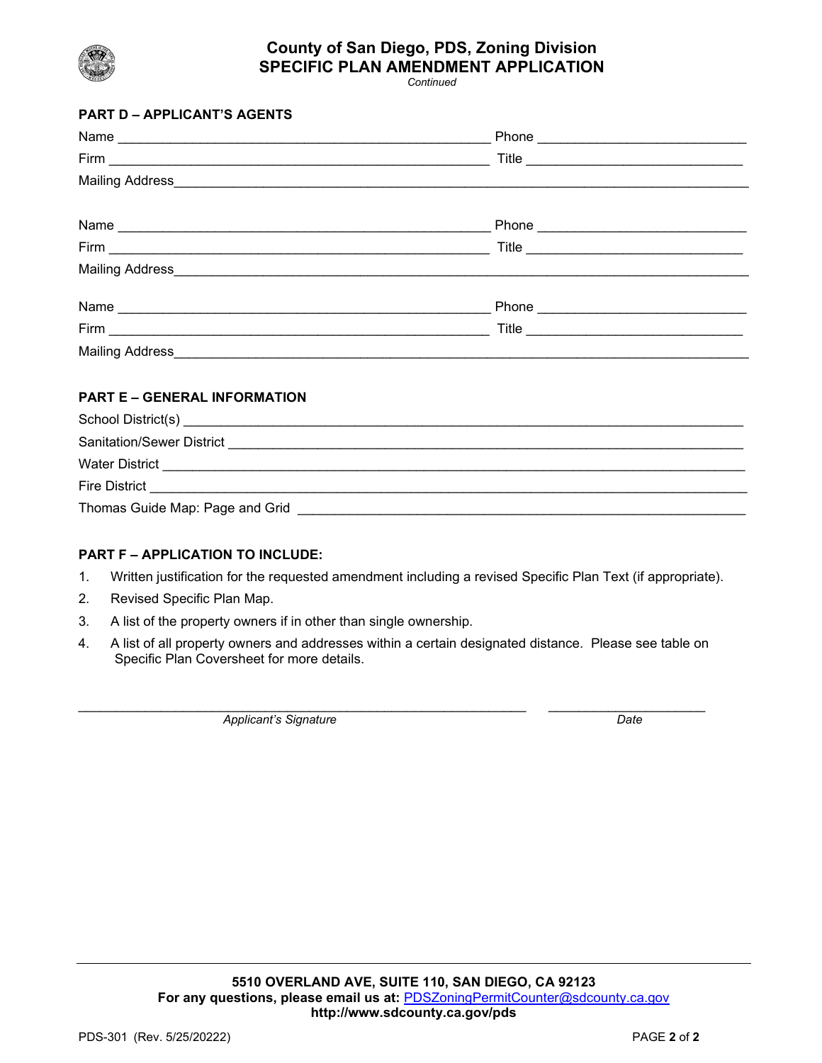# County of San Diego, PDS, Zoning Division
## SPECIFIC PLAN AMENDMENT APPLICATION

*Continued*

**PART D – APPLICANT'S AGENTS**

Name ________________________________________________ Phone ___________________________

Firm _________________________________________________ Title ____________________________

Mailing Address_____________________________________________________________________________

Name ________________________________________________ Phone ___________________________

Firm _________________________________________________ Title ____________________________

Mailing Address_____________________________________________________________________________

Name ________________________________________________ Phone ___________________________

Firm _________________________________________________ Title ____________________________

Mailing Address_____________________________________________________________________________

**PART E – GENERAL INFORMATION**

School District(s) ___________________________________________________________________________

Sanitation/Sewer District ______________________________________________________________________

Water District ______________________________________________________________________________

Fire District ________________________________________________________________________________

Thomas Guide Map: Page and Grid __________________________________________________________

**PART F – APPLICATION TO INCLUDE:**

1. Written justification for the requested amendment including a revised Specific Plan Text (if appropriate).
2. Revised Specific Plan Map.
3. A list of the property owners if in other than single ownership.
4. A list of all property owners and addresses within a certain designated distance. Please see table on Specific Plan Coversheet for more details.

_____________________________________________________________ _____________________

*Applicant's Signature* *Date*

**5510 OVERLAND AVE, SUITE 110, SAN DIEGO, CA 92123**

**For any questions, please email us at:** PDSZoningPermitCounter@sdcounty.ca.gov

**http://www.sdcounty.ca.gov/pds**

PDS-301 (Rev. 5/25/20222)